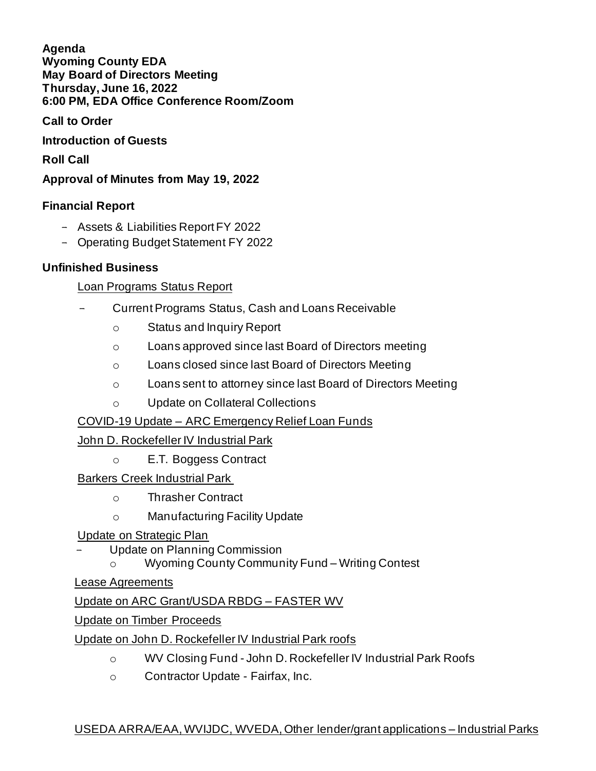**Agenda**
**Wyoming County EDA**
**May Board of Directors Meeting**
**Thursday, June 16, 2022**
**6:00 PM, EDA Office Conference Room/Zoom**

**Call to Order**

**Introduction of Guests**

**Roll Call**

**Approval of Minutes from May 19, 2022**

**Financial Report**

- Assets & Liabilities Report FY 2022
- Operating Budget Statement FY 2022

**Unfinished Business**

<u>Loan Programs Status Report</u>

- Current Programs Status, Cash and Loans Receivable
    - Status and Inquiry Report
    - Loans approved since last Board of Directors meeting
    - Loans closed since last Board of Directors Meeting
    - Loans sent to attorney since last Board of Directors Meeting
    - Update on Collateral Collections

<u>COVID-19 Update – ARC Emergency Relief Loan Funds</u>

<u>John D. Rockefeller IV Industrial Park</u>

- E.T. Boggess Contract

<u>Barkers Creek Industrial Park</u>

- Thrasher Contract
- Manufacturing Facility Update

<u>Update on Strategic Plan</u>

- Update on Planning Commission
    - Wyoming County Community Fund – Writing Contest

<u>Lease Agreements</u>

<u>Update on ARC Grant/USDA RBDG – FASTER WV</u>

<u>Update on Timber Proceeds</u>

<u>Update on John D. Rockefeller IV Industrial Park roofs</u>

- WV Closing Fund - John D. Rockefeller IV Industrial Park Roofs
- Contractor Update - Fairfax, Inc.

<u>USEDA ARRA/EAA, WVIJDC, WVEDA, Other lender/grant applications – Industrial Parks</u>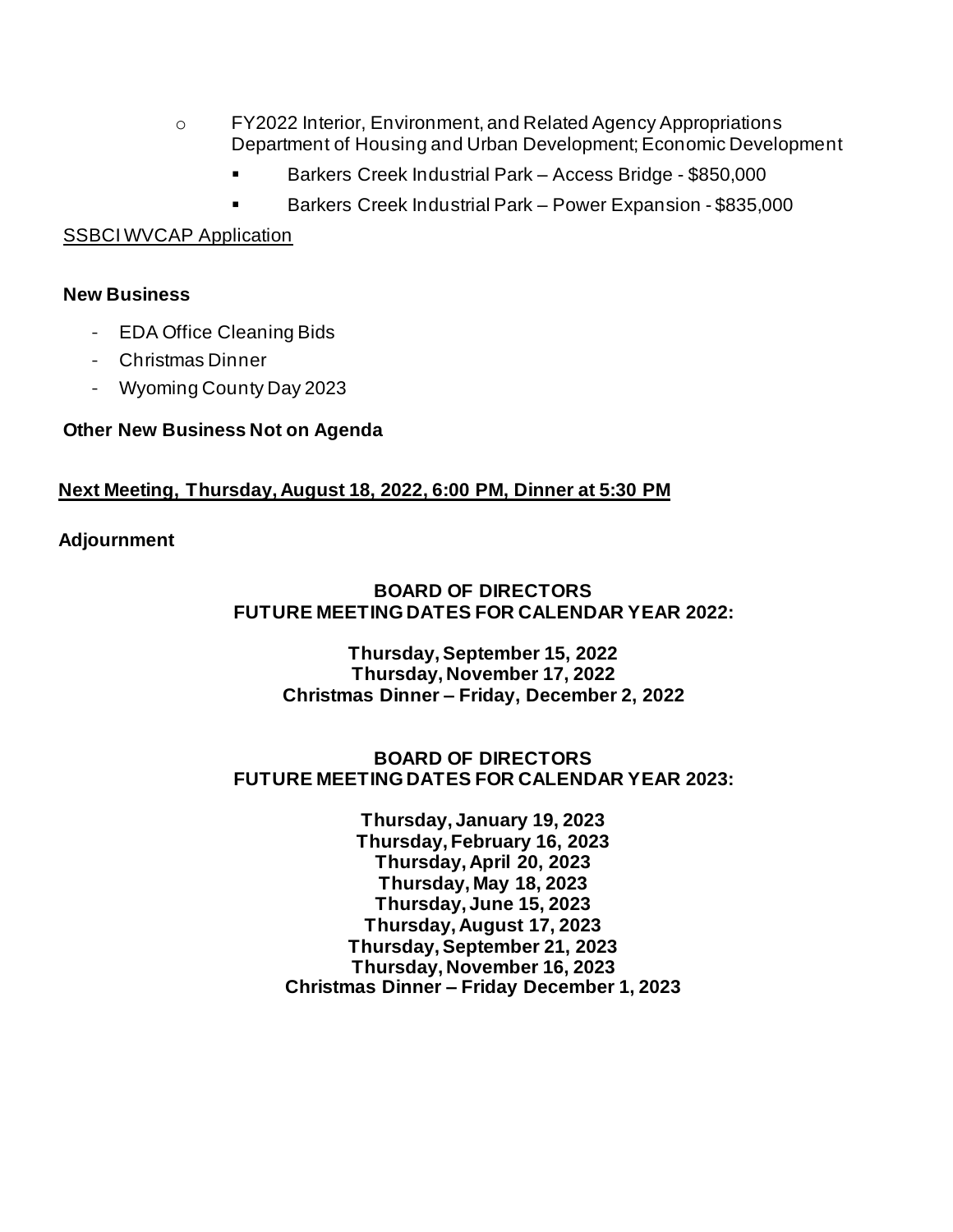- FY2022 Interior, Environment, and Related Agency Appropriations Department of Housing and Urban Development; Economic Development
  - Barkers Creek Industrial Park – Access Bridge - $850,000
  - Barkers Creek Industrial Park – Power Expansion - $835,000

<u>SSBCI WVCAP Application</u>

**New Business**

- EDA Office Cleaning Bids
- Christmas Dinner
- Wyoming County Day 2023

**Other New Business Not on Agenda**

**<u>Next Meeting, Thursday, August 18, 2022, 6:00 PM, Dinner at 5:30 PM</u>**

**Adjournment**

**BOARD OF DIRECTORS**
**FUTURE MEETING DATES FOR CALENDAR YEAR 2022:**

**Thursday, September 15, 2022**
**Thursday, November 17, 2022**
**Christmas Dinner – Friday, December 2, 2022**

**BOARD OF DIRECTORS**
**FUTURE MEETING DATES FOR CALENDAR YEAR 2023:**

**Thursday, January 19, 2023**
**Thursday, February 16, 2023**
**Thursday, April 20, 2023**
**Thursday, May 18, 2023**
**Thursday, June 15, 2023**
**Thursday, August 17, 2023**
**Thursday, September 21, 2023**
**Thursday, November 16, 2023**
**Christmas Dinner – Friday December 1, 2023**